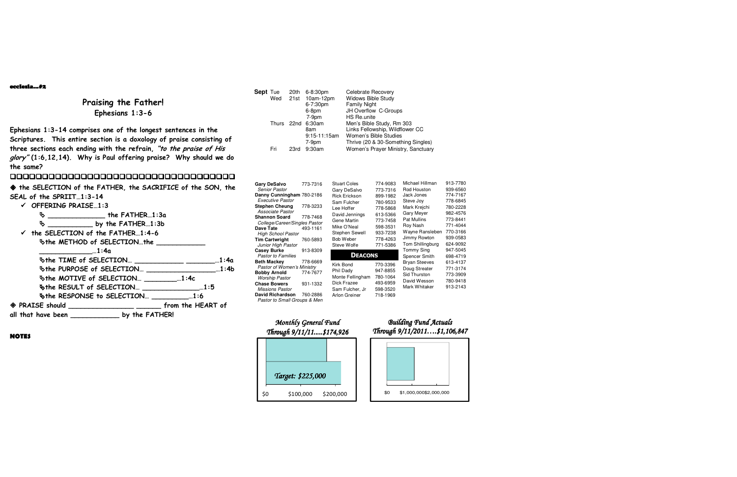ecclesia…#2

## Praising the Father!

### Ephesians 1:3-6

**Ephesians 1:3-14 comprises one of the longest sentences in the Scriptures. This entire section is a doxology of praise consisting of three sections each ending with the refrain, *"to the praise of His glory"* (1:6,12,14). Why is Paul offering praise? Why should we do the same?**

❑❑❑❑❑❑❑❑❑❑❑❑❑❑❑❑❑❑❑❑❑❑❑❑❑❑❑❑❑❑❑❑❑❑❑

◈ **the SELECTION of the FATHER, the SACRIFICE of the SON, the SEAL of the SPRIT…1:3-14**

- ✓ **OFFERING PRAISE…1:3**
  - ➣ _______________ **the FATHER…1:3a**
  - ➣ ____________ **by the FATHER…1:3b**
- ✓ **the SELECTION of the FATHER…1:4-6**
  - ➣**the METHOD of SELECTION…the _____________ _____________…1:4a**
  - ➣**the TIME of SELECTION… _____________ ________…1:4a**
  - ➣**the PURPOSE of SELECTION… __________________…1:4b**
  - ➣**the MOTIVE of SELECTION… __________…1:4c**
  - ➣**the RESULT of SELECTION… _________________…1:5**
  - ➣**the RESPONSE to SELECTION… __________…1:6**

◈ **PRAISE should _________________ ______ from the HEART of all that have been _____________ by the FATHER!**

**NOTES**

| | | | |
|---|---|---|---|
| **Sept** Tue | 20th | 6-8:30pm | Celebrate Recovery |
| Wed | 21st | 10am-12pm | Widows Bible Study |
| | | 6-7:30pm | Family Night |
| | | 6-8pm | JH Overflow C-Groups |
| | | 7-9pm | HS Re.unite |
| Thurs | 22nd | 6:30am | Men's Bible Study, Rm 303 |
| | | 8am | Links Fellowship, Wildflower CC |
| | | 9:15-11:15am | Women's Bible Studies |
| | | 7-9pm | Thrive (20 & 30-Something Singles) |
| Fri | 23rd | 9:30am | Women's Prayer Ministry, Sanctuary |

**Gary DeSalvo** 773-7316
*Senior Pastor*
**Danny Cunningham** 780-2186
*Executive Pastor*
**Stephen Cheung** 778-3233
*Associate Pastor*
**Shannon Soard** 778-7468
*College/Career/Singles Pastor*
**Dave Tate** 493-1161
*High School Pastor*
**Tim Cartwright** 760-5893
*Junior High Pastor*
**Casey Burke** 913-8309
*Pastor to Families*
**Beth Mackey** 778-6669
*Pastor of Women's Ministry*
**Bobby Arnold** 774-7677
*Worship Pastor*
**Chase Bowers** 931-1332
*Missions Pastor*
**David Richardson** 760-2886
*Pastor to Small Groups & Men*

| | |
|---|---|
| Stuart Coles | 774-9083 |
| Gary DeSalvo | 773-7316 |
| Rick Erickson | 899-1982 |
| Sam Fulcher | 780-9533 |
| Lee Hoffer | 778-5868 |
| David Jennings | 613-5366 |
| Gene Martin | 773-7458 |
| Mike O'Neal | 598-3531 |
| Stephen Sewell | 933-7238 |
| Bob Weber | 778-4263 |
| Steve Wolfe | 771-5386 |

**DEACONS**

| | |
|---|---|
| Kirk Bond | 770-3396 |
| Phil Dady | 947-8855 |
| Monte Fellingham | 780-1064 |
| Dick Frazee | 493-6959 |
| Sam Fulcher, Jr | 598-3520 |
| Arlon Greiner | 718-1969 |

| | |
|---|---|
| Michael Hillman | 913-7780 |
| Rod Houston | 939-6560 |
| Jack Jones | 774-7167 |
| Steve Joy | 778-6845 |
| Mark Krejchi | 780-2228 |
| Gary Meyer | 982-4576 |
| Pat Mullins | 773-8441 |
| Roy Nash | 771-4044 |
| Wayne Ransleben | 770-3166 |
| Jimmy Rowton | 939-0583 |
| Tom Shillingburg | 624-9092 |
| Tommy Sing | 947-5045 |
| Spencer Smith | 698-4719 |
| Bryan Steeves | 613-4137 |
| Doug Streater | 771-3174 |
| Sid Thurston | 773-3909 |
| David Wesson | 780-9418 |
| Mark Whitaker | 913-2143 |

*Monthly General Fund*
*Through 9/11/11.....$174,926*

*Target: $225,000*

$0 $100,000 $200,000

*Building Fund Actuals*
*Through 9/11/2011….$1,106,847*

$0 $1,000,000 $2,000,000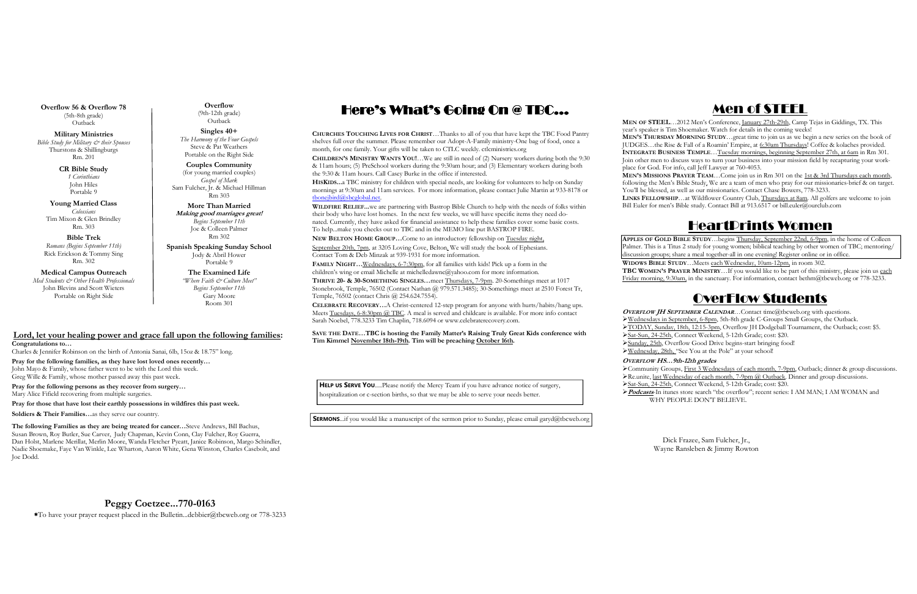**Overflow 56 & Overflow 78**
(5th-8th grade)
Outback

**Military Ministries**
*Bible Study for Military & their Spouses*
Thurstons & Shillingburgs
Rm. 201

**CR Bible Study**
*1 Corinthians*
John Hiles
Portable 9

**Young Married Class**
*Colossians*
Tim Mixon & Glen Brindley
Rm. 303

**Bible Trek**
*Romans (Begins September 11th)*
Rick Erickson & Tommy Sing
Rm. 302

**Medical Campus Outreach**
*Med Students & Other Health Professionals*
John Blevins and Scott Wieters
Portable on Right Side

**Overflow**
(9th-12th grade)
Outback

**Singles 40+**
*The Harmony of the Four Gospels*
Steve & Pat Weathers
Portable on the Right Side

**Couples Community**
(for young married couples)
*Gospel of Mark*
Sam Fulcher, Jr. & Michael Hillman
Rm 303

**More Than Married**
***Making good marriages great!***
*Begins September 11th*
Joe & Colleen Palmer
Rm 302

**Spanish Speaking Sunday School**
Jody & Abril Hower
Portable 9

**The Examined Life**
*"Where Faith & Culture Meet"*
*Begins September 11th*
Gary Moore
Room 301

## Lord, let your healing power and grace fall upon the following families:

**Congratulations to…**
Charles & Jennifer Robinson on the birth of Antonia Sanai, 6lb, 15oz & 18.75" long.

**Pray for the following families, as they have lost loved ones recently…**
John Mayo & Family, whose father went to be with the Lord this week.
Greg Wille & Family, whose mother passed away this past week.

**Pray for the following persons as they recover from surgery…**
Mary Alice Fifield recovering from multiple surgeries.

**Pray for those that have lost their earthly possessions in wildfires this past week.**

**Soldiers & Their Families…**as they serve our country.

**The following Families as they are being treated for cancer…**Steve Andrews, Bill Bachus, Susan Brown, Roy Butler, Sue Carver, Judy Chapman, Kevin Conn, Clay Fulcher, Roy Guerra, Dan Holst, Marlene Merillat, Merlin Moore, Wanda Fletcher Pyeatt, Janice Robinson, Margo Schindler, Nadie Shoemake, Faye Van Winkle, Lee Wharton, Aaron White, Gena Winston, Charles Casebolt, and Joe Dodd.

**Peggy Coetzee...770-0163**

*To have your prayer request placed in the Bulletin...debbier@tbcweb.org or 778-3233

# Here's What's Going On @ TBC...

**CHURCHES TOUCHING LIVES FOR CHRIST**…Thanks to all of you that have kept the TBC Food Pantry shelves full over the summer. Please remember our Adopt-A-Family ministry-One bag of food, once a month, for one family. Your gifts will be taken to CTLC weekly. ctlcministries.org

**CHILDREN'S MINISTRY WANTS YOU!**…We are still in need of (2) Nursery workers during both the 9:30 & 11am hours; (5) PreSchool workers during the 9:30am hour; and (3) Elementary workers during both the 9:30 & 11am hours. Call Casey Burke in the office if interested.

**HISKIDS…**a TBC ministry for children with special needs, are looking for volunteers to help on Sunday mornings at 9:30am and 11am services. For more information, please contact Julie Martin at 933-8178 or tbonejbird@sbcglobal.net.

**WILDFIRE RELIEF…**we are partnering with Bastrop Bible Church to help with the needs of folks within their body who have lost homes. In the next few weeks, we will have specific items they need donated. Currently, they have asked for financial assistance to help these families cover some basic costs. To help...make you checks out to TBC and in the MEMO line put BASTROP FIRE.

**NEW BELTON HOME GROUP…**Come to an introductory fellowship on Tuesday night, September 20th, 7pm, at 3205 Loving Cove, Belton. We will study the book of Ephesians. Contact Tom & Deb Minzak at 939-1931 for more information.

**FAMILY NIGHT…**Wednesdays, 6-7:30pm, for all families with kids! Pick up a form in the children's wing or email Michelle at michelledawne@yahoo.com for more information.

**THRIVE 20- & 30-SOMETHING SINGLES…**meet Thursdays, 7-9pm. 20-Somethings meet at 1017 Stonebrook, Temple, 76502 (Contact Nathan @ 979.571.3485); 30-Somethings meet at 2510 Forest Tr, Temple, 76502 (contact Chris @ 254.624.7554).

**CELEBRATE RECOVERY…**A Christ-centered 12-step program for anyone with hurts/habits/hang ups. Meets Tuesdays, 6-8:30pm @ TBC. A meal is served and childcare is available. For more info contact Sarah Noebel, 778.3233 Tim Chaplin, 718.6094 or www.celebraterecovery.com.

**SAVE THE DATE…TBC is hosting the Family Matter's Raising Truly Great Kids conference with Tim Kimmel November 18th-19th. Tim will be preaching October 16th.**

**HELP US SERVE YOU**.....Please notify the Mercy Team if you have advance notice of surgery, hospitalization or c-section births, so that we may be able to serve your needs better.

**SERMONS**...if you would like a manuscript of the sermon prior to Sunday, please email garyd@tbcweb.org

# Men of STEEL

**MEN OF STEEL**…2012 Men's Conference, January 27th-29th, Camp Tejas in Giddings, TX. This year's speaker is Tim Shoemaker. Watch for details in the coming weeks!

**MEN'S THURSDAY MORNING STUDY**…great time to join us as we begin a new series on the book of JUDGES…the Rise & Fall of a Roamin' Empire, at 6:30am Thursdays! Coffee & kolaches provided.

**INTEGRATE BUSINESS TEMPLE**…Tuesday mornings, beginning September 27th, at 6am in Rm 301. Join other men to discuss ways to turn your business into your mission field by recapturing your workplace for God. For info, call Jeff Lawyer at 760-4053.

**MEN'S MISSIONS PRAYER TEAM**…Come join us in Rm 301 on the 1st & 3rd Thursdays each month, following the Men's Bible Study. We are a team of men who pray for our missionaries-brief & on target. You'll be blessed, as well as our missionaries. Contact Chase Bowers, 778-3233.

**LINKS FELLOWSHIP**…at Wildflower Country Club, Thursdays at 8am. All golfers are welcome to join Bill Euler for men's Bible study. Contact Bill at 913.6517 or bill.euler@ourclub.com

# HeartPrints Women

**APPLES OF GOLD BIBLE STUDY**…begins Thursday, September 22nd, 6-9pm, in the home of Colleen Palmer. This is a Titus 2 study for young women; biblical teaching by other women of TBC; mentoring/discussion groups; share a meal together-all in one evening! Register online or in office.

**WIDOWS BIBLE STUDY**…Meets each Wednesday, 10am-12pm, in room 302.

**TBC WOMEN'S PRAYER MINISTRY**…If you would like to be part of this ministry, please join us each Friday morning, 9:30am, in the sanctuary. For information, contact bethm@tbcweb.org or 778-3233.

# OverFlow Students

***OVERFLOW JH SEPTEMBER CALENDAR***…Contact timc@tbcweb.org with questions.

- Wednesdays in September, 6-8pm, 5th-8th grade C-Groups Small Groups, the Outback.
- TODAY, Sunday, 18th, 12:15-3pm, Overflow JH Dodgeball Tournament, the Outback; cost: $5.
- Sat-Sun, 24-25th, Connect Weekend, 5-12th Grade; cost: $20.
- Sunday, 25th, Overflow Good Drive begins-start bringing food!
- Wednesday, 28th, "See You at the Pole" at your school!

***OVERFLOW HS…9th-12th grades***

- Community Groups, First 3 Wednesdays of each month, 7-9pm, Outback; dinner & group discussions.
- Re.unite, last Wednesday of each month, 7-9pm @ Outback. Dinner and group discussions.
- Sat-Sun, 24-25th, Connect Weekend, 5-12th Grade; cost: $20.
- ***Podcasts***-In itunes store search "tbc overflow"; recent series: I AM MAN; I AM WOMAN and WHY PEOPLE DON'T BELIEVE.

Dick Frazee, Sam Fulcher, Jr.,
Wayne Ransleben & Jimmy Rowton